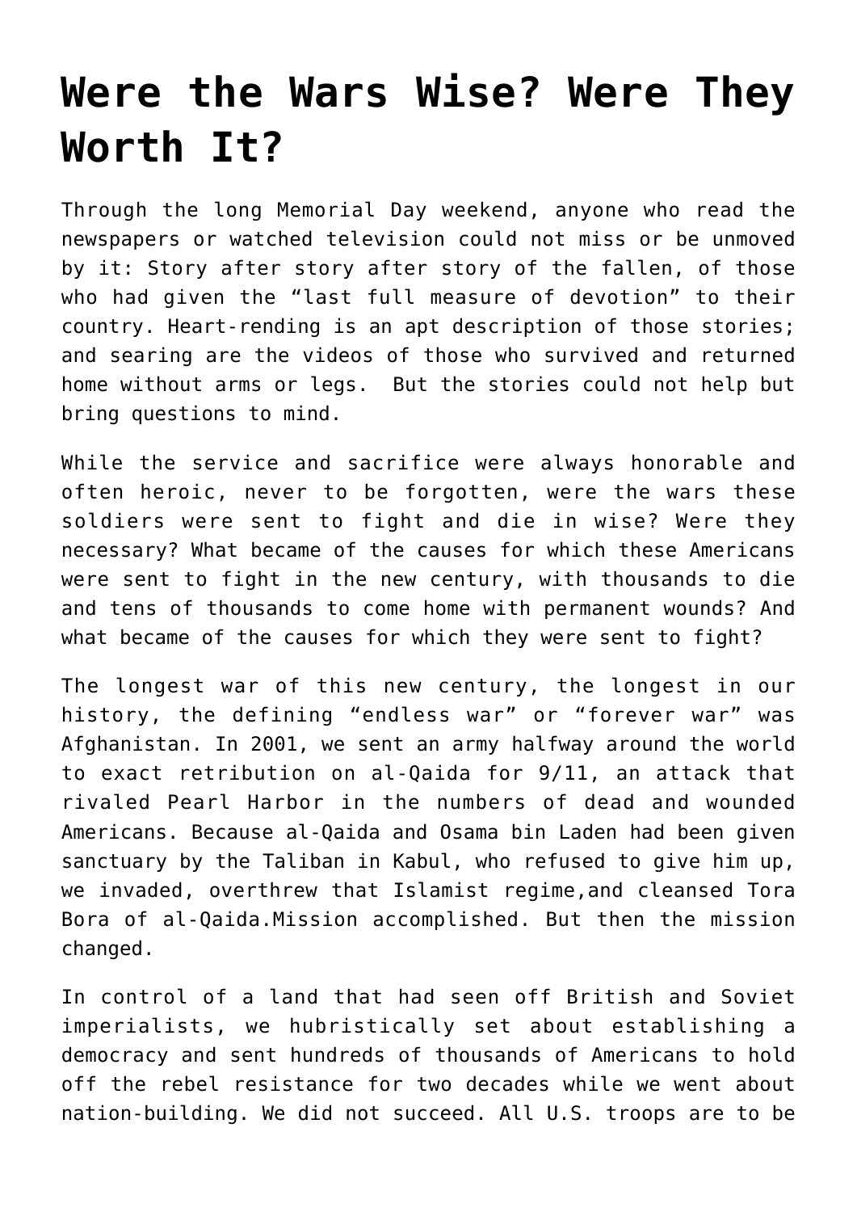# Were the Wars Wise? Were They Worth It?

Through the long Memorial Day weekend, anyone who read the newspapers or watched television could not miss or be unmoved by it: Story after story after story of the fallen, of those who had given the "last full measure of devotion" to their country. Heart-rending is an apt description of those stories; and searing are the videos of those who survived and returned home without arms or legs. But the stories could not help but bring questions to mind.

While the service and sacrifice were always honorable and often heroic, never to be forgotten, were the wars these soldiers were sent to fight and die in wise? Were they necessary? What became of the causes for which these Americans were sent to fight in the new century, with thousands to die and tens of thousands to come home with permanent wounds? And what became of the causes for which they were sent to fight?

The longest war of this new century, the longest in our history, the defining "endless war" or "forever war" was Afghanistan. In 2001, we sent an army halfway around the world to exact retribution on al-Qaida for 9/11, an attack that rivaled Pearl Harbor in the numbers of dead and wounded Americans. Because al-Qaida and Osama bin Laden had been given sanctuary by the Taliban in Kabul, who refused to give him up, we invaded, overthrew that Islamist regime,and cleansed Tora Bora of al-Qaida.Mission accomplished. But then the mission changed.

In control of a land that had seen off British and Soviet imperialists, we hubristically set about establishing a democracy and sent hundreds of thousands of Americans to hold off the rebel resistance for two decades while we went about nation-building. We did not succeed. All U.S. troops are to be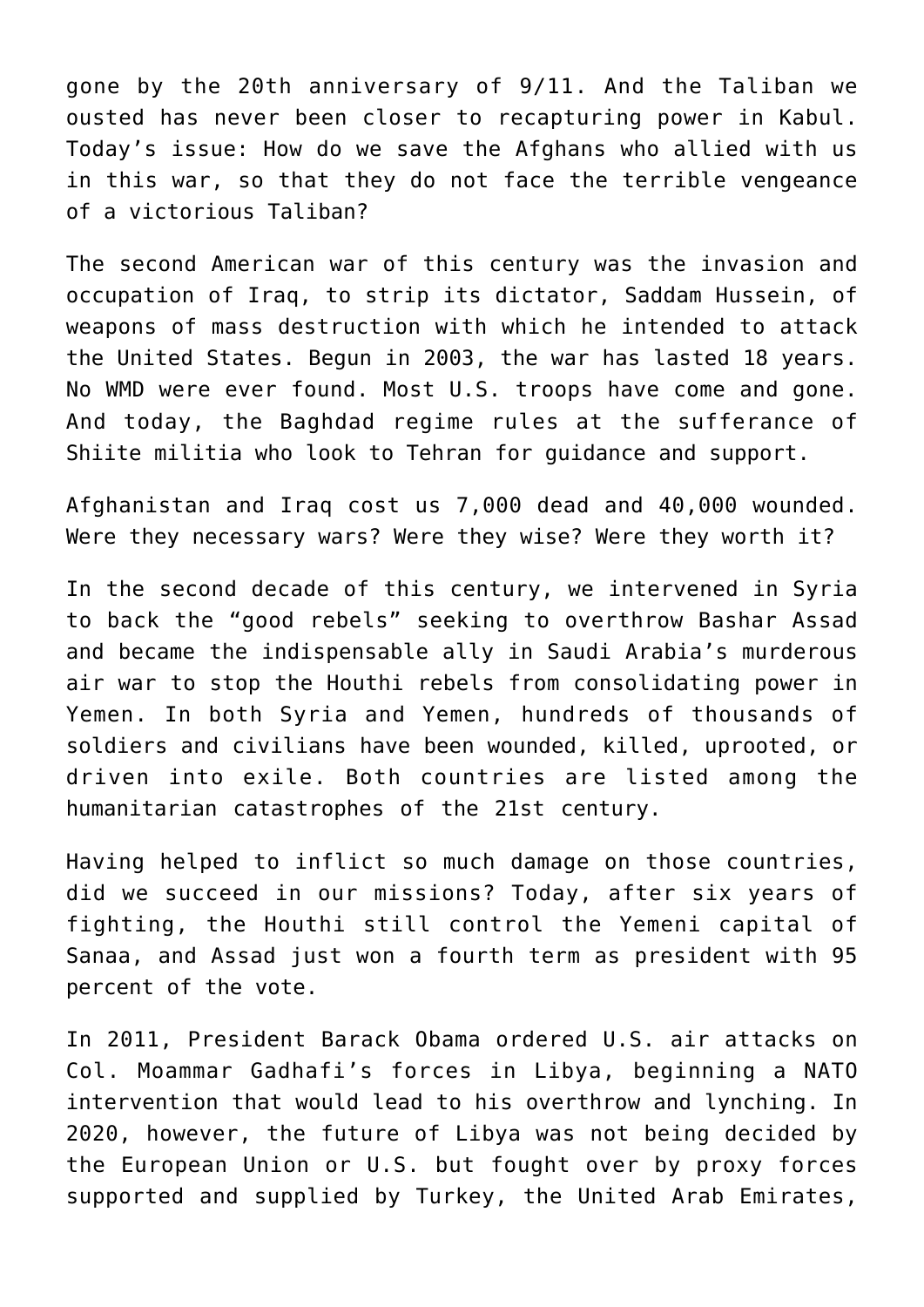gone by the 20th anniversary of 9/11. And the Taliban we ousted has never been closer to recapturing power in Kabul. Today's issue: How do we save the Afghans who allied with us in this war, so that they do not face the terrible vengeance of a victorious Taliban?

The second American war of this century was the invasion and occupation of Iraq, to strip its dictator, Saddam Hussein, of weapons of mass destruction with which he intended to attack the United States. Begun in 2003, the war has lasted 18 years. No WMD were ever found. Most U.S. troops have come and gone. And today, the Baghdad regime rules at the sufferance of Shiite militia who look to Tehran for guidance and support.

Afghanistan and Iraq cost us 7,000 dead and 40,000 wounded. Were they necessary wars? Were they wise? Were they worth it?

In the second decade of this century, we intervened in Syria to back the "good rebels" seeking to overthrow Bashar Assad and became the indispensable ally in Saudi Arabia's murderous air war to stop the Houthi rebels from consolidating power in Yemen. In both Syria and Yemen, hundreds of thousands of soldiers and civilians have been wounded, killed, uprooted, or driven into exile. Both countries are listed among the humanitarian catastrophes of the 21st century.

Having helped to inflict so much damage on those countries, did we succeed in our missions? Today, after six years of fighting, the Houthi still control the Yemeni capital of Sanaa, and Assad just won a fourth term as president with 95 percent of the vote.

In 2011, President Barack Obama ordered U.S. air attacks on Col. Moammar Gadhafi's forces in Libya, beginning a NATO intervention that would lead to his overthrow and lynching. In 2020, however, the future of Libya was not being decided by the European Union or U.S. but fought over by proxy forces supported and supplied by Turkey, the United Arab Emirates,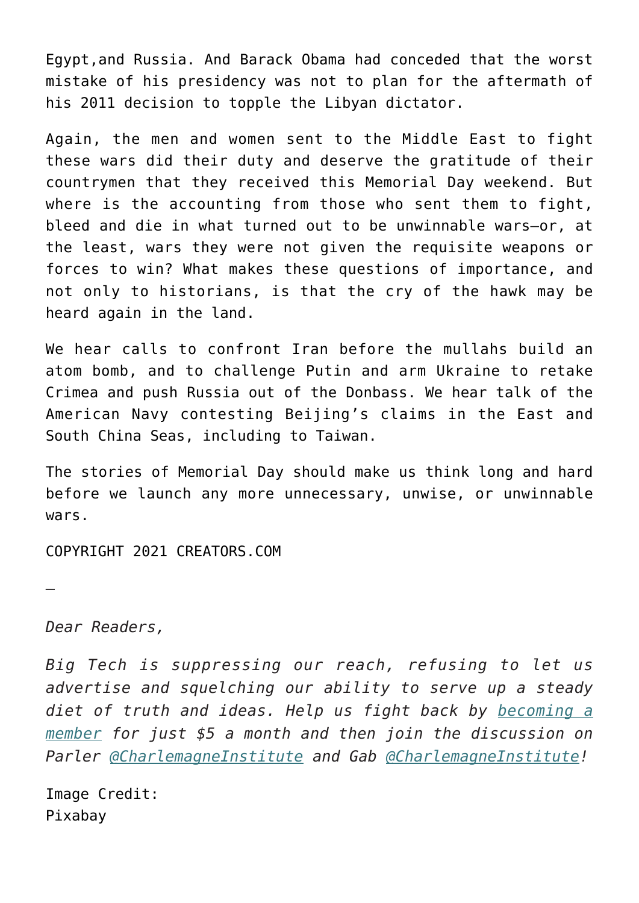Egypt,and Russia. And Barack Obama had conceded that the worst mistake of his presidency was not to plan for the aftermath of his 2011 decision to topple the Libyan dictator.

Again, the men and women sent to the Middle East to fight these wars did their duty and deserve the gratitude of their countrymen that they received this Memorial Day weekend. But where is the accounting from those who sent them to fight, bleed and die in what turned out to be unwinnable wars—or, at the least, wars they were not given the requisite weapons or forces to win? What makes these questions of importance, and not only to historians, is that the cry of the hawk may be heard again in the land.

We hear calls to confront Iran before the mullahs build an atom bomb, and to challenge Putin and arm Ukraine to retake Crimea and push Russia out of the Donbass. We hear talk of the American Navy contesting Beijing's claims in the East and South China Seas, including to Taiwan.

The stories of Memorial Day should make us think long and hard before we launch any more unnecessary, unwise, or unwinnable wars.

COPYRIGHT 2021 CREATORS.COM

—

*Dear Readers,*

*Big Tech is suppressing our reach, refusing to let us advertise and squelching our ability to serve up a steady diet of truth and ideas. Help us fight back by becoming a member for just $5 a month and then join the discussion on Parler @CharlemagneInstitute and Gab @CharlemagneInstitute!*

Image Credit:
Pixabay